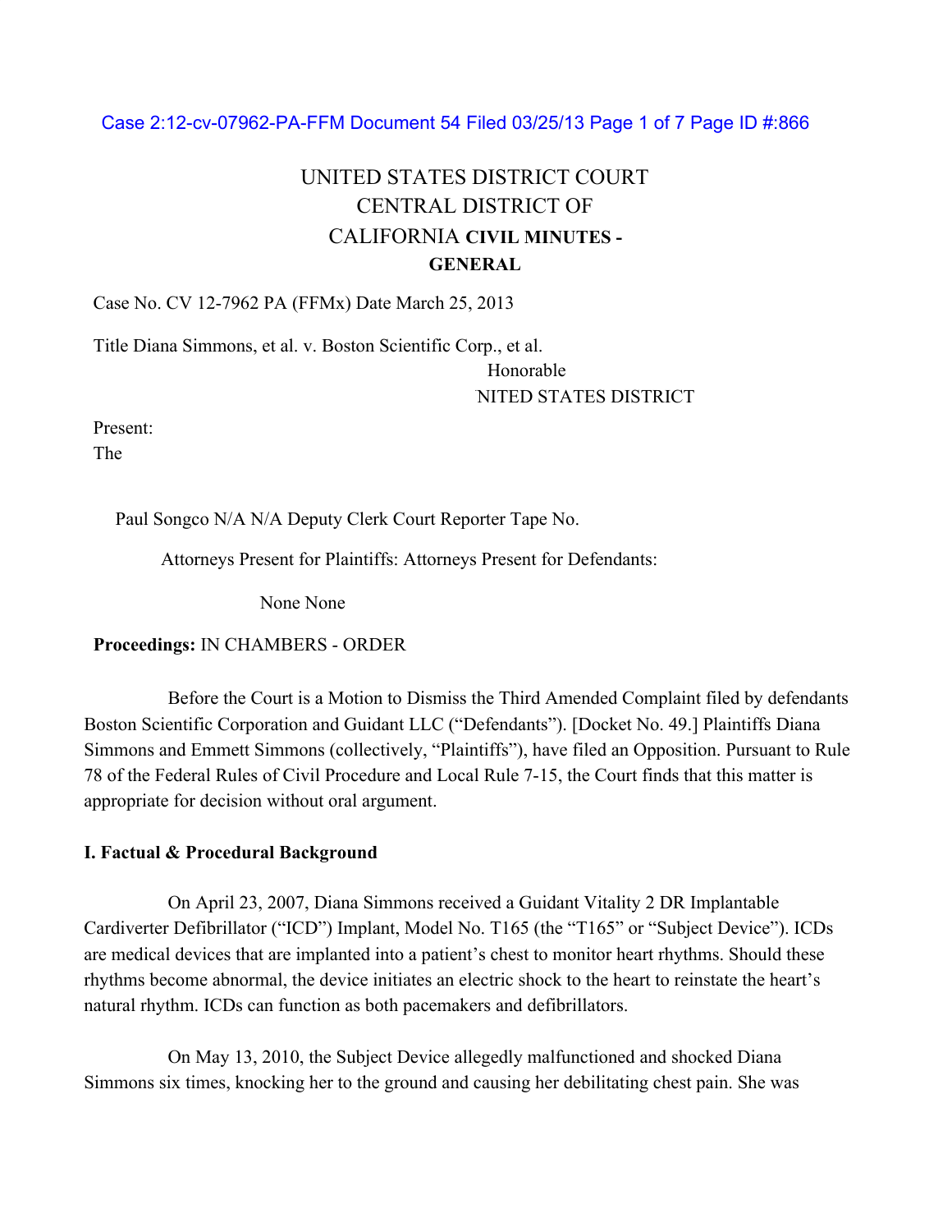UNITED STATES DISTRICT COURT
CENTRAL DISTRICT OF
CALIFORNIA **CIVIL MINUTES - GENERAL**

Case No. CV 12-7962 PA (FFMx) Date March 25, 2013

Title Diana Simmons, et al. v. Boston Scientific Corp., et al.

Present: The Honorable NITED STATES DISTRICT

Paul Songco N/A N/A Deputy Clerk Court Reporter Tape No.

Attorneys Present for Plaintiffs: Attorneys Present for Defendants:

None None

**Proceedings:** IN CHAMBERS - ORDER

Before the Court is a Motion to Dismiss the Third Amended Complaint filed by defendants Boston Scientific Corporation and Guidant LLC ("Defendants"). [Docket No. 49.] Plaintiffs Diana Simmons and Emmett Simmons (collectively, "Plaintiffs"), have filed an Opposition. Pursuant to Rule 78 of the Federal Rules of Civil Procedure and Local Rule 7-15, the Court finds that this matter is appropriate for decision without oral argument.

**I. Factual & Procedural Background**

On April 23, 2007, Diana Simmons received a Guidant Vitality 2 DR Implantable Cardiverter Defibrillator ("ICD") Implant, Model No. T165 (the "T165" or "Subject Device"). ICDs are medical devices that are implanted into a patient's chest to monitor heart rhythms. Should these rhythms become abnormal, the device initiates an electric shock to the heart to reinstate the heart's natural rhythm. ICDs can function as both pacemakers and defibrillators.

On May 13, 2010, the Subject Device allegedly malfunctioned and shocked Diana Simmons six times, knocking her to the ground and causing her debilitating chest pain. She was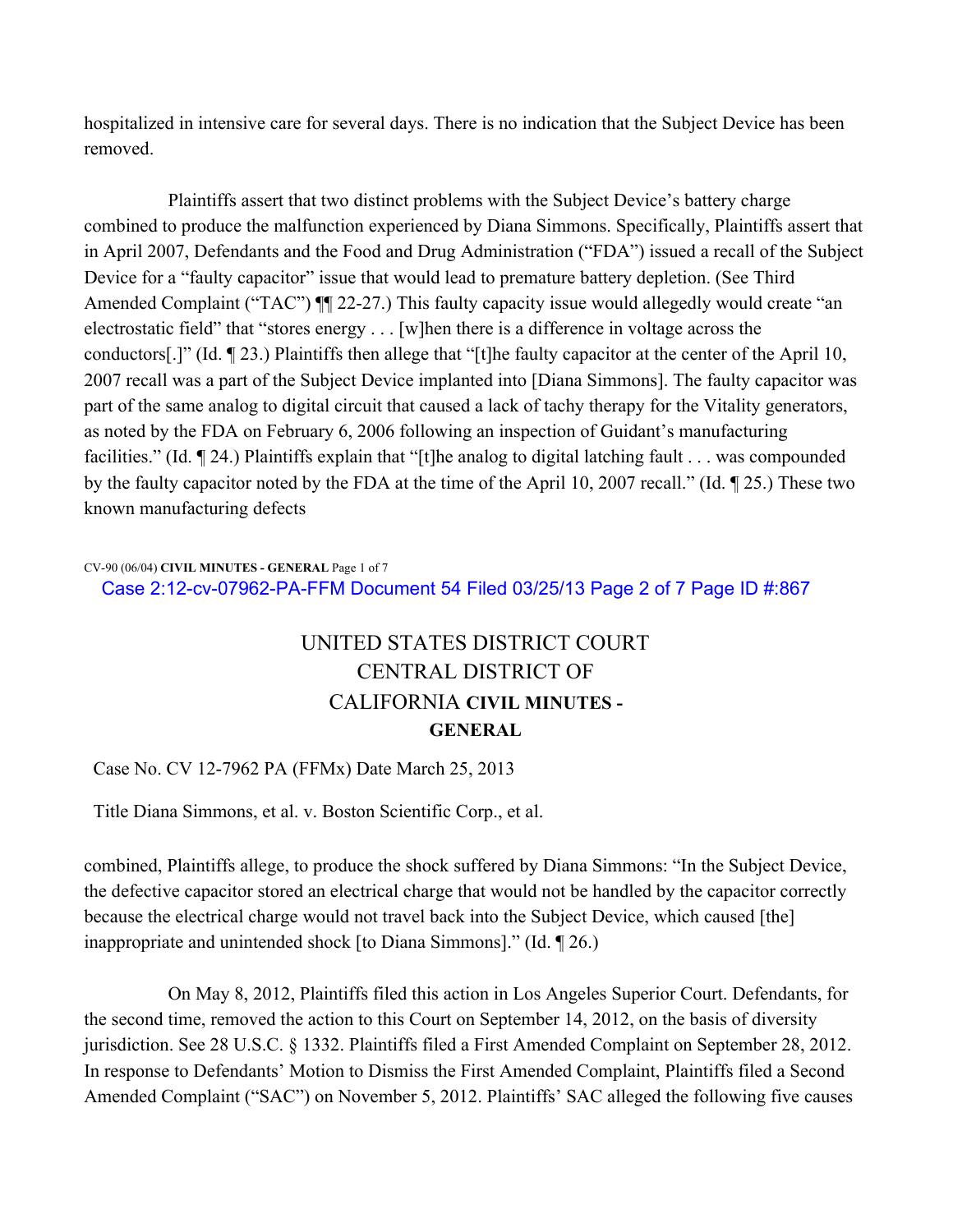hospitalized in intensive care for several days. There is no indication that the Subject Device has been removed.

Plaintiffs assert that two distinct problems with the Subject Device's battery charge combined to produce the malfunction experienced by Diana Simmons. Specifically, Plaintiffs assert that in April 2007, Defendants and the Food and Drug Administration ("FDA") issued a recall of the Subject Device for a "faulty capacitor" issue that would lead to premature battery depletion. (See Third Amended Complaint ("TAC") ¶¶ 22-27.) This faulty capacity issue would allegedly would create "an electrostatic field" that "stores energy . . . [w]hen there is a difference in voltage across the conductors[.]" (Id. ¶ 23.) Plaintiffs then allege that "[t]he faulty capacitor at the center of the April 10, 2007 recall was a part of the Subject Device implanted into [Diana Simmons]. The faulty capacitor was part of the same analog to digital circuit that caused a lack of tachy therapy for the Vitality generators, as noted by the FDA on February 6, 2006 following an inspection of Guidant's manufacturing facilities." (Id. ¶ 24.) Plaintiffs explain that "[t]he analog to digital latching fault . . . was compounded by the faulty capacitor noted by the FDA at the time of the April 10, 2007 recall." (Id. ¶ 25.) These two known manufacturing defects

# UNITED STATES DISTRICT COURT CENTRAL DISTRICT OF CALIFORNIA **CIVIL MINUTES - GENERAL**

Case No. CV 12-7962 PA (FFMx) Date March 25, 2013

Title Diana Simmons, et al. v. Boston Scientific Corp., et al.

combined, Plaintiffs allege, to produce the shock suffered by Diana Simmons: "In the Subject Device, the defective capacitor stored an electrical charge that would not be handled by the capacitor correctly because the electrical charge would not travel back into the Subject Device, which caused [the] inappropriate and unintended shock [to Diana Simmons]." (Id. ¶ 26.)

On May 8, 2012, Plaintiffs filed this action in Los Angeles Superior Court. Defendants, for the second time, removed the action to this Court on September 14, 2012, on the basis of diversity jurisdiction. See 28 U.S.C. § 1332. Plaintiffs filed a First Amended Complaint on September 28, 2012. In response to Defendants' Motion to Dismiss the First Amended Complaint, Plaintiffs filed a Second Amended Complaint ("SAC") on November 5, 2012. Plaintiffs' SAC alleged the following five causes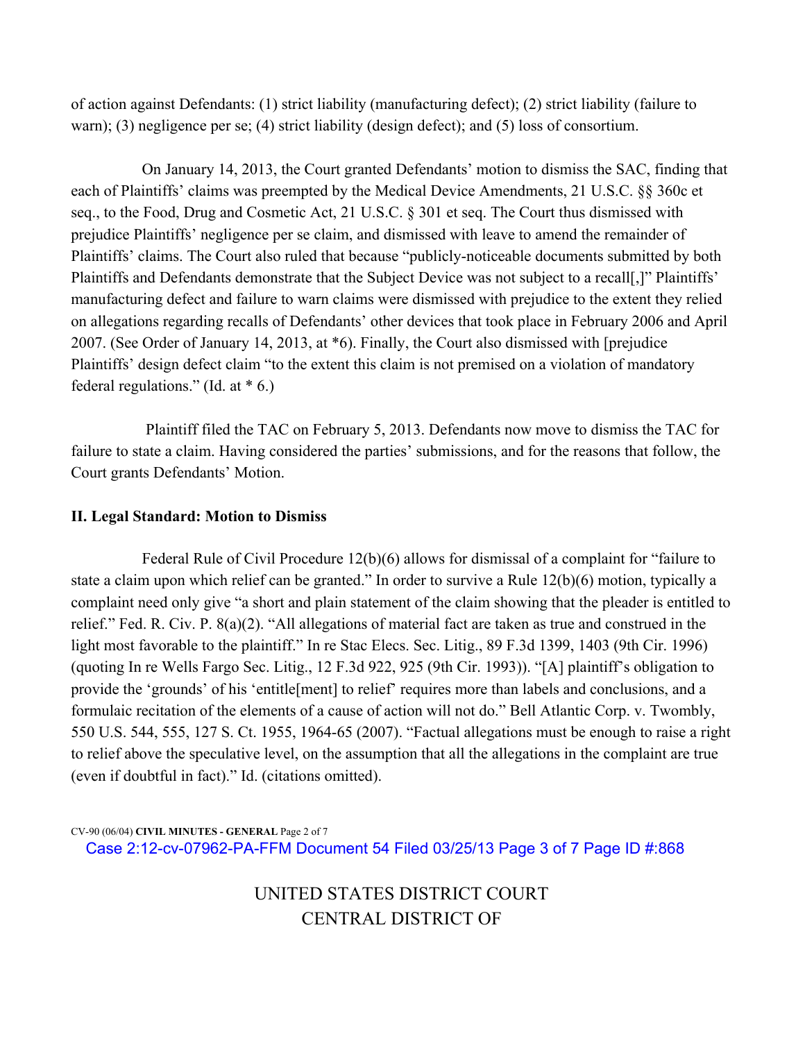of action against Defendants: (1) strict liability (manufacturing defect); (2) strict liability (failure to warn); (3) negligence per se; (4) strict liability (design defect); and (5) loss of consortium.

On January 14, 2013, the Court granted Defendants' motion to dismiss the SAC, finding that each of Plaintiffs' claims was preempted by the Medical Device Amendments, 21 U.S.C. §§ 360c et seq., to the Food, Drug and Cosmetic Act, 21 U.S.C. § 301 et seq. The Court thus dismissed with prejudice Plaintiffs' negligence per se claim, and dismissed with leave to amend the remainder of Plaintiffs' claims. The Court also ruled that because "publicly-noticeable documents submitted by both Plaintiffs and Defendants demonstrate that the Subject Device was not subject to a recall[,]" Plaintiffs' manufacturing defect and failure to warn claims were dismissed with prejudice to the extent they relied on allegations regarding recalls of Defendants' other devices that took place in February 2006 and April 2007. (See Order of January 14, 2013, at *6). Finally, the Court also dismissed with [prejudice Plaintiffs' design defect claim "to the extent this claim is not premised on a violation of mandatory federal regulations." (Id. at * 6.)

Plaintiff filed the TAC on February 5, 2013. Defendants now move to dismiss the TAC for failure to state a claim. Having considered the parties' submissions, and for the reasons that follow, the Court grants Defendants' Motion.

## II. Legal Standard: Motion to Dismiss

Federal Rule of Civil Procedure 12(b)(6) allows for dismissal of a complaint for "failure to state a claim upon which relief can be granted." In order to survive a Rule 12(b)(6) motion, typically a complaint need only give "a short and plain statement of the claim showing that the pleader is entitled to relief." Fed. R. Civ. P. 8(a)(2). "All allegations of material fact are taken as true and construed in the light most favorable to the plaintiff." In re Stac Elecs. Sec. Litig., 89 F.3d 1399, 1403 (9th Cir. 1996) (quoting In re Wells Fargo Sec. Litig., 12 F.3d 922, 925 (9th Cir. 1993)). "[A] plaintiff's obligation to provide the 'grounds' of his 'entitle[ment] to relief' requires more than labels and conclusions, and a formulaic recitation of the elements of a cause of action will not do." Bell Atlantic Corp. v. Twombly, 550 U.S. 544, 555, 127 S. Ct. 1955, 1964-65 (2007). "Factual allegations must be enough to raise a right to relief above the speculative level, on the assumption that all the allegations in the complaint are true (even if doubtful in fact)." Id. (citations omitted).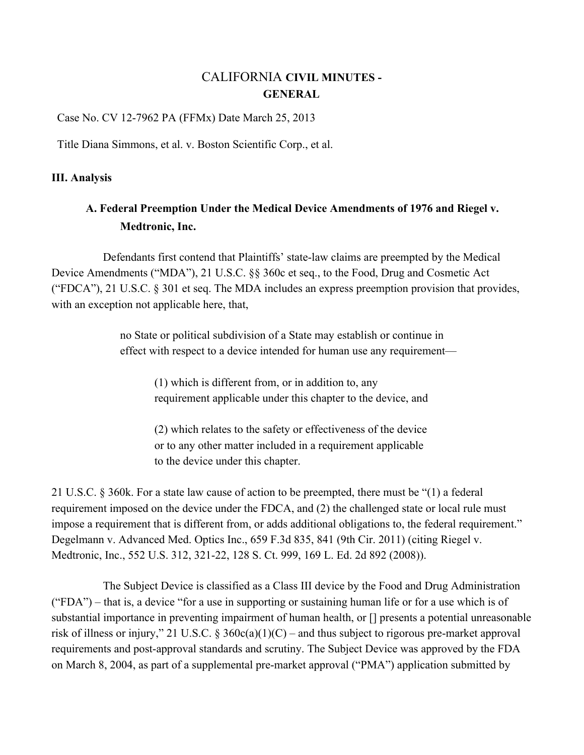CALIFORNIA **CIVIL MINUTES - GENERAL**

Case No. CV 12-7962 PA (FFMx) Date March 25, 2013

Title Diana Simmons, et al. v. Boston Scientific Corp., et al.

## III. Analysis

### A. Federal Preemption Under the Medical Device Amendments of 1976 and Riegel v. Medtronic, Inc.

Defendants first contend that Plaintiffs' state-law claims are preempted by the Medical Device Amendments ("MDA"), 21 U.S.C. §§ 360c et seq., to the Food, Drug and Cosmetic Act ("FDCA"), 21 U.S.C. § 301 et seq. The MDA includes an express preemption provision that provides, with an exception not applicable here, that,

> no State or political subdivision of a State may establish or continue in effect with respect to a device intended for human use any requirement—
>
> > (1) which is different from, or in addition to, any requirement applicable under this chapter to the device, and
> >
> > (2) which relates to the safety or effectiveness of the device or to any other matter included in a requirement applicable to the device under this chapter.

21 U.S.C. § 360k. For a state law cause of action to be preempted, there must be "(1) a federal requirement imposed on the device under the FDCA, and (2) the challenged state or local rule must impose a requirement that is different from, or adds additional obligations to, the federal requirement." Degelmann v. Advanced Med. Optics Inc., 659 F.3d 835, 841 (9th Cir. 2011) (citing Riegel v. Medtronic, Inc., 552 U.S. 312, 321-22, 128 S. Ct. 999, 169 L. Ed. 2d 892 (2008)).

The Subject Device is classified as a Class III device by the Food and Drug Administration ("FDA") – that is, a device "for a use in supporting or sustaining human life or for a use which is of substantial importance in preventing impairment of human health, or [] presents a potential unreasonable risk of illness or injury," 21 U.S.C. § 360c(a)(1)(C) – and thus subject to rigorous pre-market approval requirements and post-approval standards and scrutiny. The Subject Device was approved by the FDA on March 8, 2004, as part of a supplemental pre-market approval ("PMA") application submitted by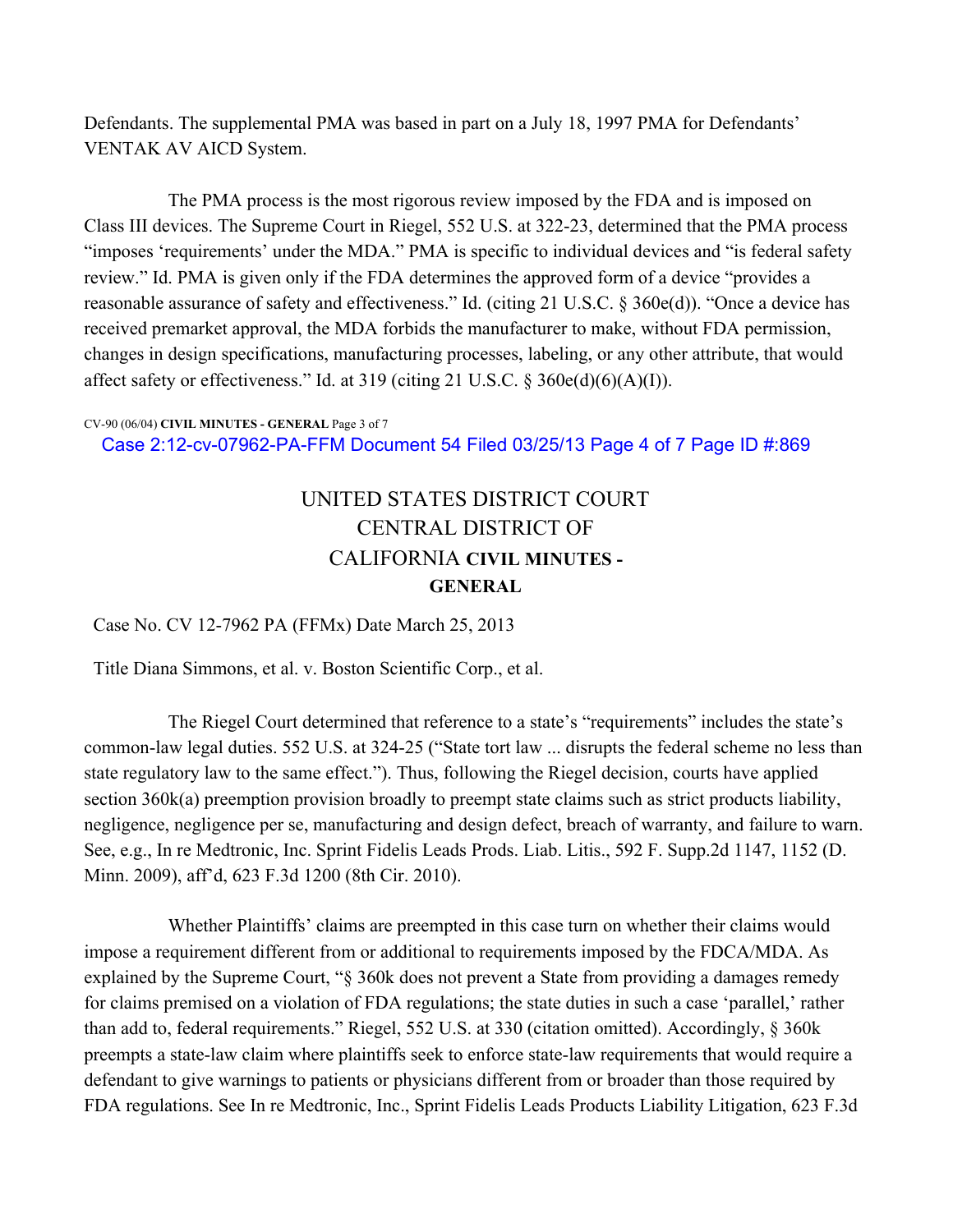Defendants. The supplemental PMA was based in part on a July 18, 1997 PMA for Defendants' VENTAK AV AICD System.

The PMA process is the most rigorous review imposed by the FDA and is imposed on Class III devices. The Supreme Court in Riegel, 552 U.S. at 322-23, determined that the PMA process "imposes 'requirements' under the MDA." PMA is specific to individual devices and "is federal safety review." Id. PMA is given only if the FDA determines the approved form of a device "provides a reasonable assurance of safety and effectiveness." Id. (citing 21 U.S.C. § 360e(d)). "Once a device has received premarket approval, the MDA forbids the manufacturer to make, without FDA permission, changes in design specifications, manufacturing processes, labeling, or any other attribute, that would affect safety or effectiveness." Id. at 319 (citing 21 U.S.C. § 360e(d)(6)(A)(I)).

# UNITED STATES DISTRICT COURT CENTRAL DISTRICT OF CALIFORNIA **CIVIL MINUTES - GENERAL**

Case No. CV 12-7962 PA (FFMx) Date March 25, 2013

Title Diana Simmons, et al. v. Boston Scientific Corp., et al.

The Riegel Court determined that reference to a state's "requirements" includes the state's common-law legal duties. 552 U.S. at 324-25 ("State tort law ... disrupts the federal scheme no less than state regulatory law to the same effect."). Thus, following the Riegel decision, courts have applied section 360k(a) preemption provision broadly to preempt state claims such as strict products liability, negligence, negligence per se, manufacturing and design defect, breach of warranty, and failure to warn. See, e.g., In re Medtronic, Inc. Sprint Fidelis Leads Prods. Liab. Litis., 592 F. Supp.2d 1147, 1152 (D. Minn. 2009), aff'd, 623 F.3d 1200 (8th Cir. 2010).

Whether Plaintiffs' claims are preempted in this case turn on whether their claims would impose a requirement different from or additional to requirements imposed by the FDCA/MDA. As explained by the Supreme Court, "§ 360k does not prevent a State from providing a damages remedy for claims premised on a violation of FDA regulations; the state duties in such a case 'parallel,' rather than add to, federal requirements." Riegel, 552 U.S. at 330 (citation omitted). Accordingly, § 360k preempts a state-law claim where plaintiffs seek to enforce state-law requirements that would require a defendant to give warnings to patients or physicians different from or broader than those required by FDA regulations. See In re Medtronic, Inc., Sprint Fidelis Leads Products Liability Litigation, 623 F.3d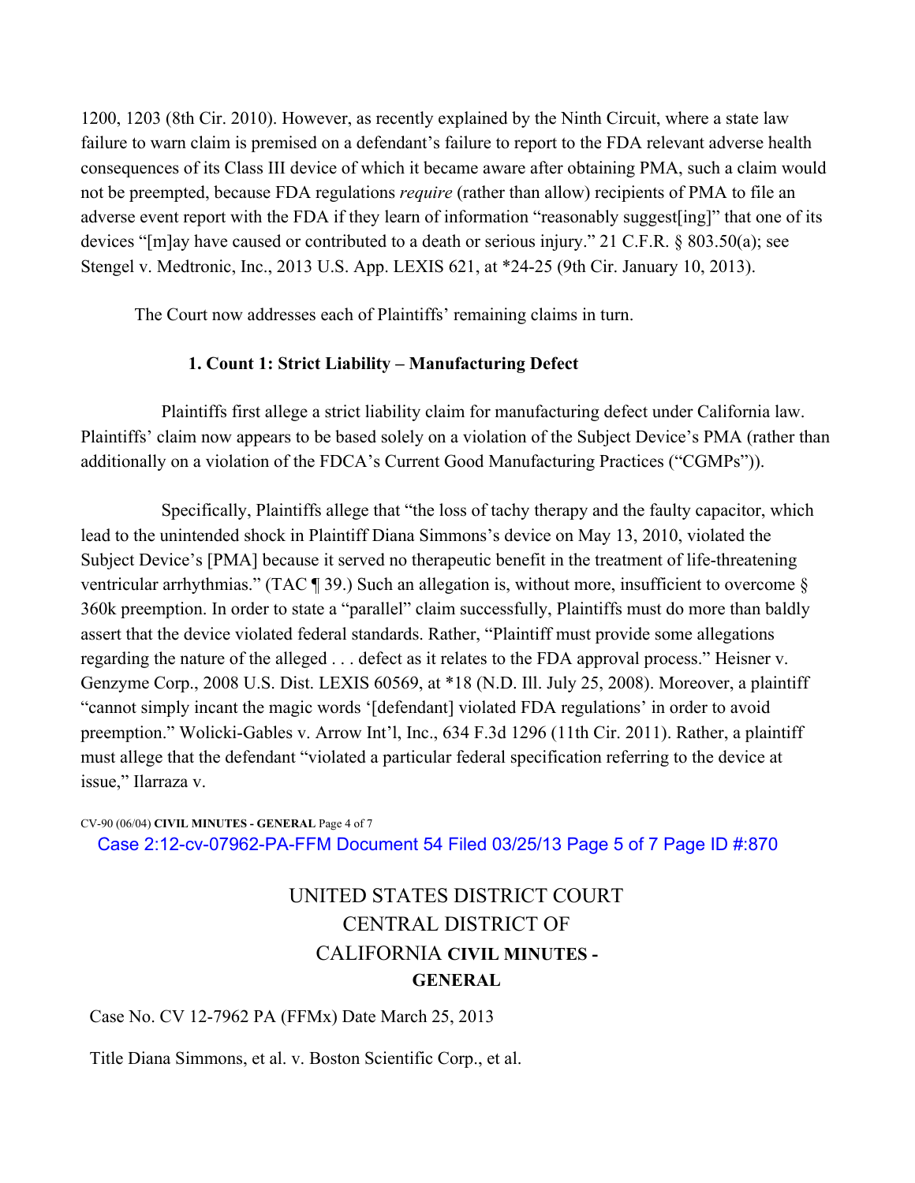1200, 1203 (8th Cir. 2010). However, as recently explained by the Ninth Circuit, where a state law failure to warn claim is premised on a defendant's failure to report to the FDA relevant adverse health consequences of its Class III device of which it became aware after obtaining PMA, such a claim would not be preempted, because FDA regulations *require* (rather than allow) recipients of PMA to file an adverse event report with the FDA if they learn of information "reasonably suggest[ing]" that one of its devices "[m]ay have caused or contributed to a death or serious injury." 21 C.F.R. § 803.50(a); see Stengel v. Medtronic, Inc., 2013 U.S. App. LEXIS 621, at *24-25 (9th Cir. January 10, 2013).

The Court now addresses each of Plaintiffs' remaining claims in turn.

**1. Count 1: Strict Liability – Manufacturing Defect**

Plaintiffs first allege a strict liability claim for manufacturing defect under California law. Plaintiffs' claim now appears to be based solely on a violation of the Subject Device's PMA (rather than additionally on a violation of the FDCA's Current Good Manufacturing Practices ("CGMPs")).

Specifically, Plaintiffs allege that "the loss of tachy therapy and the faulty capacitor, which lead to the unintended shock in Plaintiff Diana Simmons's device on May 13, 2010, violated the Subject Device's [PMA] because it served no therapeutic benefit in the treatment of life-threatening ventricular arrhythmias." (TAC ¶ 39.) Such an allegation is, without more, insufficient to overcome § 360k preemption. In order to state a "parallel" claim successfully, Plaintiffs must do more than baldly assert that the device violated federal standards. Rather, "Plaintiff must provide some allegations regarding the nature of the alleged . . . defect as it relates to the FDA approval process." Heisner v. Genzyme Corp., 2008 U.S. Dist. LEXIS 60569, at *18 (N.D. Ill. July 25, 2008). Moreover, a plaintiff "cannot simply incant the magic words '[defendant] violated FDA regulations' in order to avoid preemption." Wolicki-Gables v. Arrow Int'l, Inc., 634 F.3d 1296 (11th Cir. 2011). Rather, a plaintiff must allege that the defendant "violated a particular federal specification referring to the device at issue," Ilarraza v.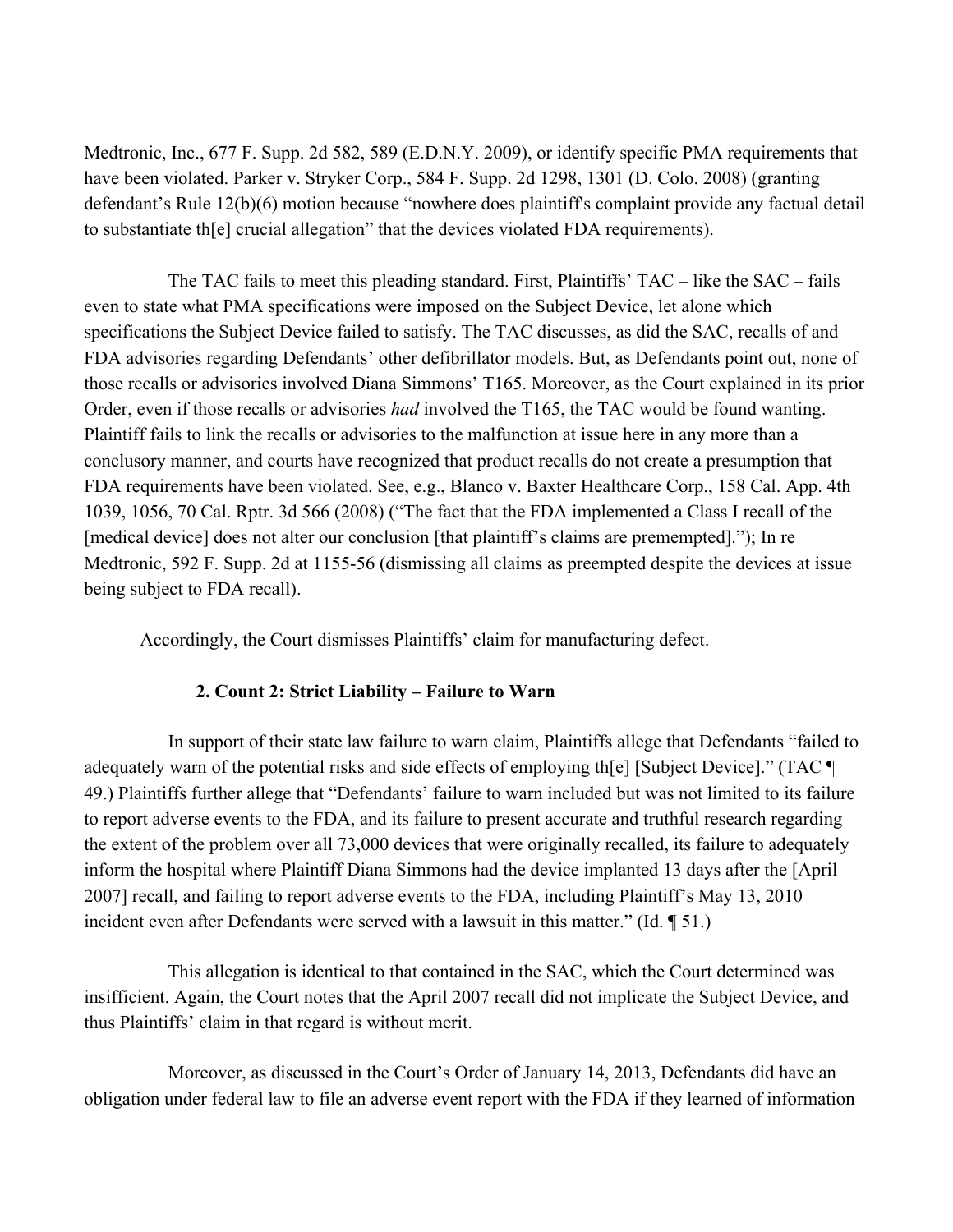Medtronic, Inc., 677 F. Supp. 2d 582, 589 (E.D.N.Y. 2009), or identify specific PMA requirements that have been violated. Parker v. Stryker Corp., 584 F. Supp. 2d 1298, 1301 (D. Colo. 2008) (granting defendant's Rule 12(b)(6) motion because "nowhere does plaintiff's complaint provide any factual detail to substantiate th[e] crucial allegation" that the devices violated FDA requirements).

The TAC fails to meet this pleading standard. First, Plaintiffs' TAC – like the SAC – fails even to state what PMA specifications were imposed on the Subject Device, let alone which specifications the Subject Device failed to satisfy. The TAC discusses, as did the SAC, recalls of and FDA advisories regarding Defendants' other defibrillator models. But, as Defendants point out, none of those recalls or advisories involved Diana Simmons' T165. Moreover, as the Court explained in its prior Order, even if those recalls or advisories *had* involved the T165, the TAC would be found wanting. Plaintiff fails to link the recalls or advisories to the malfunction at issue here in any more than a conclusory manner, and courts have recognized that product recalls do not create a presumption that FDA requirements have been violated. See, e.g., Blanco v. Baxter Healthcare Corp., 158 Cal. App. 4th 1039, 1056, 70 Cal. Rptr. 3d 566 (2008) ("The fact that the FDA implemented a Class I recall of the [medical device] does not alter our conclusion [that plaintiff's claims are premempted]."); In re Medtronic, 592 F. Supp. 2d at 1155-56 (dismissing all claims as preempted despite the devices at issue being subject to FDA recall).

Accordingly, the Court dismisses Plaintiffs' claim for manufacturing defect.

### 2. Count 2: Strict Liability – Failure to Warn

In support of their state law failure to warn claim, Plaintiffs allege that Defendants "failed to adequately warn of the potential risks and side effects of employing th[e] [Subject Device]." (TAC ¶ 49.) Plaintiffs further allege that "Defendants' failure to warn included but was not limited to its failure to report adverse events to the FDA, and its failure to present accurate and truthful research regarding the extent of the problem over all 73,000 devices that were originally recalled, its failure to adequately inform the hospital where Plaintiff Diana Simmons had the device implanted 13 days after the [April 2007] recall, and failing to report adverse events to the FDA, including Plaintiff's May 13, 2010 incident even after Defendants were served with a lawsuit in this matter." (Id. ¶ 51.)

This allegation is identical to that contained in the SAC, which the Court determined was insifficient. Again, the Court notes that the April 2007 recall did not implicate the Subject Device, and thus Plaintiffs' claim in that regard is without merit.

Moreover, as discussed in the Court's Order of January 14, 2013, Defendants did have an obligation under federal law to file an adverse event report with the FDA if they learned of information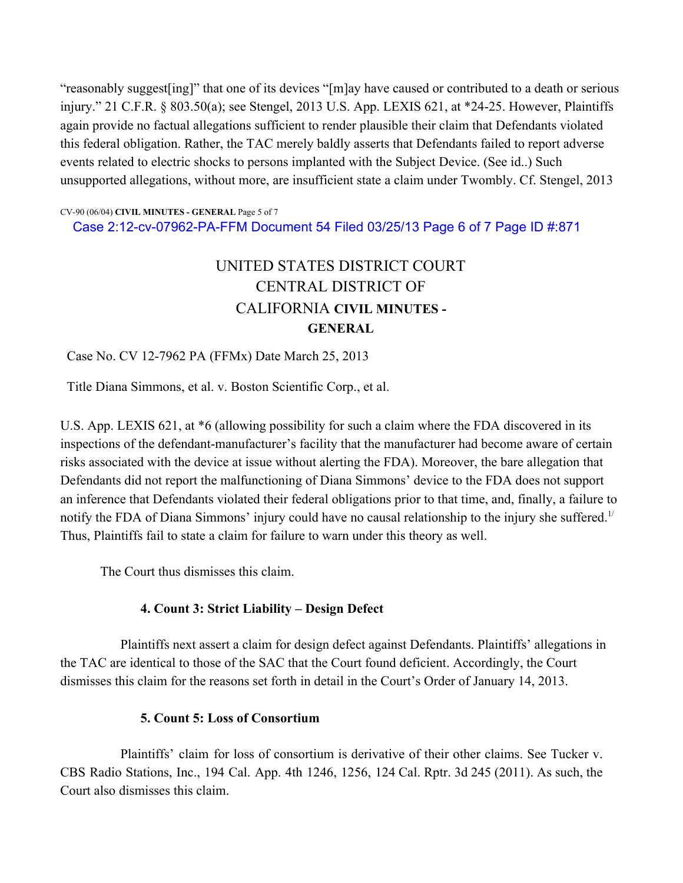"reasonably suggest[ing]" that one of its devices "[m]ay have caused or contributed to a death or serious injury." 21 C.F.R. § 803.50(a); see Stengel, 2013 U.S. App. LEXIS 621, at *24-25. However, Plaintiffs again provide no factual allegations sufficient to render plausible their claim that Defendants violated this federal obligation. Rather, the TAC merely baldly asserts that Defendants failed to report adverse events related to electric shocks to persons implanted with the Subject Device. (See id..) Such unsupported allegations, without more, are insufficient state a claim under Twombly. Cf. Stengel, 2013 U.S. App. LEXIS 621, at *6 (allowing possibility for such a claim where the FDA discovered in its inspections of the defendant-manufacturer's facility that the manufacturer had become aware of certain risks associated with the device at issue without alerting the FDA). Moreover, the bare allegation that Defendants did not report the malfunctioning of Diana Simmons' device to the FDA does not support an inference that Defendants violated their federal obligations prior to that time, and, finally, a failure to notify the FDA of Diana Simmons' injury could have no causal relationship to the injury she suffered.[1/] Thus, Plaintiffs fail to state a claim for failure to warn under this theory as well.

The Court thus dismisses this claim.

#### 4. Count 3: Strict Liability – Design Defect

Plaintiffs next assert a claim for design defect against Defendants. Plaintiffs' allegations in the TAC are identical to those of the SAC that the Court found deficient. Accordingly, the Court dismisses this claim for the reasons set forth in detail in the Court's Order of January 14, 2013.

#### 5. Count 5: Loss of Consortium

Plaintiffs' claim for loss of consortium is derivative of their other claims. See Tucker v. CBS Radio Stations, Inc., 194 Cal. App. 4th 1246, 1256, 124 Cal. Rptr. 3d 245 (2011). As such, the Court also dismisses this claim.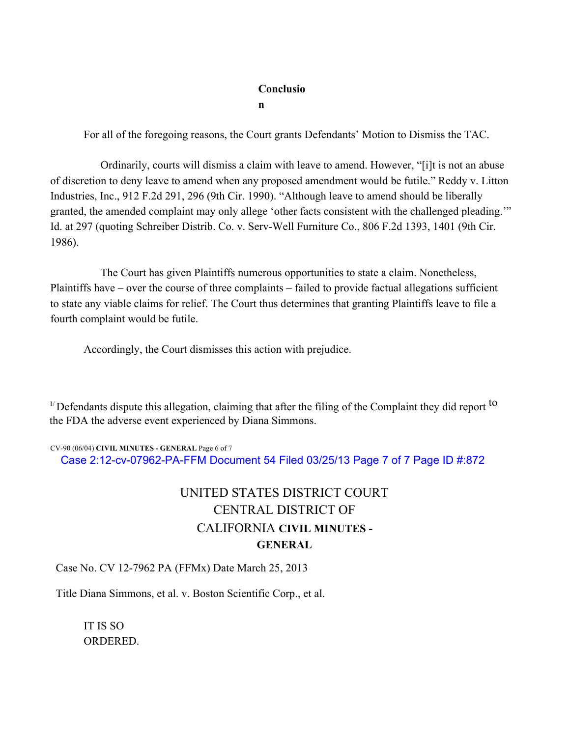**Conclusion**

For all of the foregoing reasons, the Court grants Defendants' Motion to Dismiss the TAC.

Ordinarily, courts will dismiss a claim with leave to amend. However, "[i]t is not an abuse of discretion to deny leave to amend when any proposed amendment would be futile." Reddy v. Litton Industries, Inc., 912 F.2d 291, 296 (9th Cir. 1990). "Although leave to amend should be liberally granted, the amended complaint may only allege 'other facts consistent with the challenged pleading.'" Id. at 297 (quoting Schreiber Distrib. Co. v. Serv-Well Furniture Co., 806 F.2d 1393, 1401 (9th Cir. 1986).

The Court has given Plaintiffs numerous opportunities to state a claim. Nonetheless, Plaintiffs have – over the course of three complaints – failed to provide factual allegations sufficient to state any viable claims for relief. The Court thus determines that granting Plaintiffs leave to file a fourth complaint would be futile.

Accordingly, the Court dismisses this action with prejudice.

[1/] Defendants dispute this allegation, claiming that after the filing of the Complaint they did report to the FDA the adverse event experienced by Diana Simmons.

UNITED STATES DISTRICT COURT
CENTRAL DISTRICT OF CALIFORNIA
**CIVIL MINUTES - GENERAL**

Case No. CV 12-7962 PA (FFMx) Date March 25, 2013

Title Diana Simmons, et al. v. Boston Scientific Corp., et al.

IT IS SO ORDERED.